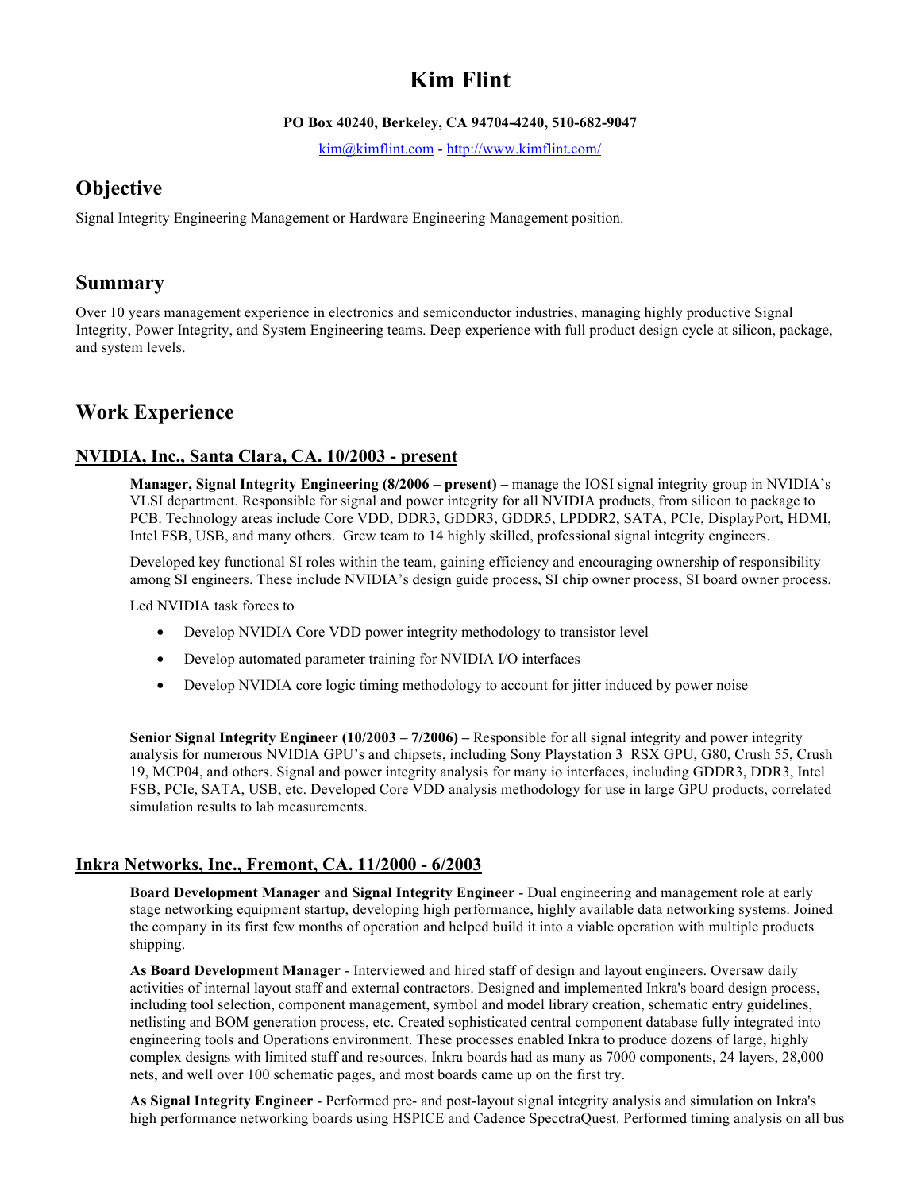# Kim Flint

**PO Box 40240, Berkeley, CA 94704-4240, 510-682-9047**

kim@kimflint.com - http://www.kimflint.com/

## Objective

Signal Integrity Engineering Management or Hardware Engineering Management position.

## Summary

Over 10 years management experience in electronics and semiconductor industries, managing highly productive Signal Integrity, Power Integrity, and System Engineering teams. Deep experience with full product design cycle at silicon, package, and system levels.

## Work Experience

### NVIDIA, Inc., Santa Clara, CA. 10/2003 - present

**Manager, Signal Integrity Engineering (8/2006 – present) –** manage the IOSI signal integrity group in NVIDIA's VLSI department. Responsible for signal and power integrity for all NVIDIA products, from silicon to package to PCB. Technology areas include Core VDD, DDR3, GDDR3, GDDR5, LPDDR2, SATA, PCIe, DisplayPort, HDMI, Intel FSB, USB, and many others. Grew team to 14 highly skilled, professional signal integrity engineers.

Developed key functional SI roles within the team, gaining efficiency and encouraging ownership of responsibility among SI engineers. These include NVIDIA's design guide process, SI chip owner process, SI board owner process.

Led NVIDIA task forces to

- Develop NVIDIA Core VDD power integrity methodology to transistor level
- Develop automated parameter training for NVIDIA I/O interfaces
- Develop NVIDIA core logic timing methodology to account for jitter induced by power noise

**Senior Signal Integrity Engineer (10/2003 – 7/2006) –** Responsible for all signal integrity and power integrity analysis for numerous NVIDIA GPU's and chipsets, including Sony Playstation 3 RSX GPU, G80, Crush 55, Crush 19, MCP04, and others. Signal and power integrity analysis for many io interfaces, including GDDR3, DDR3, Intel FSB, PCIe, SATA, USB, etc. Developed Core VDD analysis methodology for use in large GPU products, correlated simulation results to lab measurements.

### Inkra Networks, Inc., Fremont, CA. 11/2000 - 6/2003

**Board Development Manager and Signal Integrity Engineer** - Dual engineering and management role at early stage networking equipment startup, developing high performance, highly available data networking systems. Joined the company in its first few months of operation and helped build it into a viable operation with multiple products shipping.

**As Board Development Manager** - Interviewed and hired staff of design and layout engineers. Oversaw daily activities of internal layout staff and external contractors. Designed and implemented Inkra's board design process, including tool selection, component management, symbol and model library creation, schematic entry guidelines, netlisting and BOM generation process, etc. Created sophisticated central component database fully integrated into engineering tools and Operations environment. These processes enabled Inkra to produce dozens of large, highly complex designs with limited staff and resources. Inkra boards had as many as 7000 components, 24 layers, 28,000 nets, and well over 100 schematic pages, and most boards came up on the first try.

**As Signal Integrity Engineer** - Performed pre- and post-layout signal integrity analysis and simulation on Inkra's high performance networking boards using HSPICE and Cadence SpecctraQuest. Performed timing analysis on all bus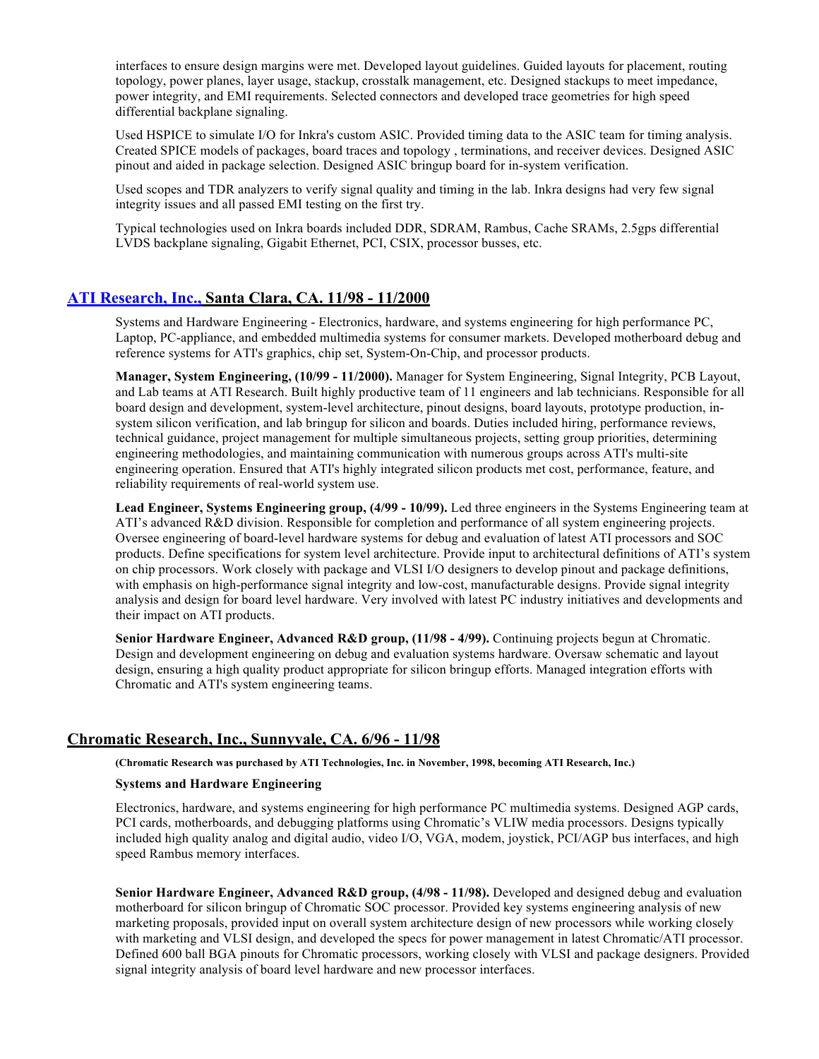interfaces to ensure design margins were met. Developed layout guidelines. Guided layouts for placement, routing topology, power planes, layer usage, stackup, crosstalk management, etc. Designed stackups to meet impedance, power integrity, and EMI requirements. Selected connectors and developed trace geometries for high speed differential backplane signaling.

Used HSPICE to simulate I/O for Inkra's custom ASIC. Provided timing data to the ASIC team for timing analysis. Created SPICE models of packages, board traces and topology , terminations, and receiver devices. Designed ASIC pinout and aided in package selection. Designed ASIC bringup board for in-system verification.

Used scopes and TDR analyzers to verify signal quality and timing in the lab. Inkra designs had very few signal integrity issues and all passed EMI testing on the first try.

Typical technologies used on Inkra boards included DDR, SDRAM, Rambus, Cache SRAMs, 2.5gps differential LVDS backplane signaling, Gigabit Ethernet, PCI, CSIX, processor busses, etc.

## ATI Research, Inc., Santa Clara, CA. 11/98 - 11/2000

Systems and Hardware Engineering - Electronics, hardware, and systems engineering for high performance PC, Laptop, PC-appliance, and embedded multimedia systems for consumer markets. Developed motherboard debug and reference systems for ATI's graphics, chip set, System-On-Chip, and processor products.

**Manager, System Engineering, (10/99 - 11/2000).** Manager for System Engineering, Signal Integrity, PCB Layout, and Lab teams at ATI Research. Built highly productive team of 11 engineers and lab technicians. Responsible for all board design and development, system-level architecture, pinout designs, board layouts, prototype production, in-system silicon verification, and lab bringup for silicon and boards. Duties included hiring, performance reviews, technical guidance, project management for multiple simultaneous projects, setting group priorities, determining engineering methodologies, and maintaining communication with numerous groups across ATI's multi-site engineering operation. Ensured that ATI's highly integrated silicon products met cost, performance, feature, and reliability requirements of real-world system use.

**Lead Engineer, Systems Engineering group, (4/99 - 10/99).** Led three engineers in the Systems Engineering team at ATI's advanced R&D division. Responsible for completion and performance of all system engineering projects. Oversee engineering of board-level hardware systems for debug and evaluation of latest ATI processors and SOC products. Define specifications for system level architecture. Provide input to architectural definitions of ATI's system on chip processors. Work closely with package and VLSI I/O designers to develop pinout and package definitions, with emphasis on high-performance signal integrity and low-cost, manufacturable designs. Provide signal integrity analysis and design for board level hardware. Very involved with latest PC industry initiatives and developments and their impact on ATI products.

**Senior Hardware Engineer, Advanced R&D group, (11/98 - 4/99).** Continuing projects begun at Chromatic. Design and development engineering on debug and evaluation systems hardware. Oversaw schematic and layout design, ensuring a high quality product appropriate for silicon bringup efforts. Managed integration efforts with Chromatic and ATI's system engineering teams.

## Chromatic Research, Inc., Sunnyvale, CA. 6/96 - 11/98

**(Chromatic Research was purchased by ATI Technologies, Inc. in November, 1998, becoming ATI Research, Inc.)**

**Systems and Hardware Engineering**

Electronics, hardware, and systems engineering for high performance PC multimedia systems. Designed AGP cards, PCI cards, motherboards, and debugging platforms using Chromatic's VLIW media processors. Designs typically included high quality analog and digital audio, video I/O, VGA, modem, joystick, PCI/AGP bus interfaces, and high speed Rambus memory interfaces.

**Senior Hardware Engineer, Advanced R&D group, (4/98 - 11/98).** Developed and designed debug and evaluation motherboard for silicon bringup of Chromatic SOC processor. Provided key systems engineering analysis of new marketing proposals, provided input on overall system architecture design of new processors while working closely with marketing and VLSI design, and developed the specs for power management in latest Chromatic/ATI processor. Defined 600 ball BGA pinouts for Chromatic processors, working closely with VLSI and package designers. Provided signal integrity analysis of board level hardware and new processor interfaces.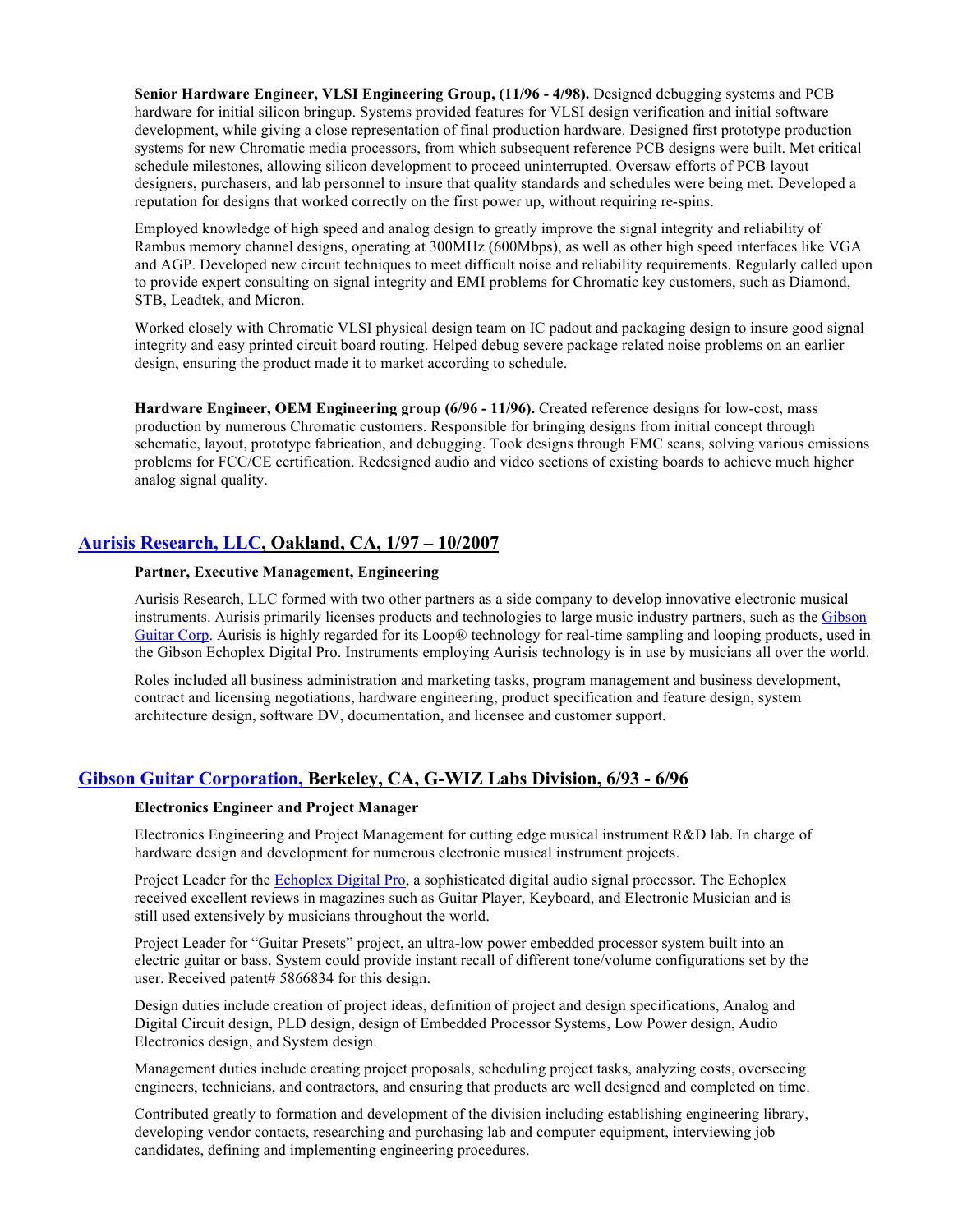**Senior Hardware Engineer, VLSI Engineering Group, (11/96 - 4/98).** Designed debugging systems and PCB hardware for initial silicon bringup. Systems provided features for VLSI design verification and initial software development, while giving a close representation of final production hardware. Designed first prototype production systems for new Chromatic media processors, from which subsequent reference PCB designs were built. Met critical schedule milestones, allowing silicon development to proceed uninterrupted. Oversaw efforts of PCB layout designers, purchasers, and lab personnel to insure that quality standards and schedules were being met. Developed a reputation for designs that worked correctly on the first power up, without requiring re-spins.

Employed knowledge of high speed and analog design to greatly improve the signal integrity and reliability of Rambus memory channel designs, operating at 300MHz (600Mbps), as well as other high speed interfaces like VGA and AGP. Developed new circuit techniques to meet difficult noise and reliability requirements. Regularly called upon to provide expert consulting on signal integrity and EMI problems for Chromatic key customers, such as Diamond, STB, Leadtek, and Micron.

Worked closely with Chromatic VLSI physical design team on IC padout and packaging design to insure good signal integrity and easy printed circuit board routing. Helped debug severe package related noise problems on an earlier design, ensuring the product made it to market according to schedule.

**Hardware Engineer, OEM Engineering group (6/96 - 11/96).** Created reference designs for low-cost, mass production by numerous Chromatic customers. Responsible for bringing designs from initial concept through schematic, layout, prototype fabrication, and debugging. Took designs through EMC scans, solving various emissions problems for FCC/CE certification. Redesigned audio and video sections of existing boards to achieve much higher analog signal quality.

## Aurisis Research, LLC, Oakland, CA, 1/97 – 10/2007

**Partner, Executive Management, Engineering**

Aurisis Research, LLC formed with two other partners as a side company to develop innovative electronic musical instruments. Aurisis primarily licenses products and technologies to large music industry partners, such as the Gibson Guitar Corp. Aurisis is highly regarded for its Loop® technology for real-time sampling and looping products, used in the Gibson Echoplex Digital Pro. Instruments employing Aurisis technology is in use by musicians all over the world.

Roles included all business administration and marketing tasks, program management and business development, contract and licensing negotiations, hardware engineering, product specification and feature design, system architecture design, software DV, documentation, and licensee and customer support.

## Gibson Guitar Corporation, Berkeley, CA, G-WIZ Labs Division, 6/93 - 6/96

**Electronics Engineer and Project Manager**

Electronics Engineering and Project Management for cutting edge musical instrument R&D lab. In charge of hardware design and development for numerous electronic musical instrument projects.

Project Leader for the Echoplex Digital Pro, a sophisticated digital audio signal processor. The Echoplex received excellent reviews in magazines such as Guitar Player, Keyboard, and Electronic Musician and is still used extensively by musicians throughout the world.

Project Leader for "Guitar Presets" project, an ultra-low power embedded processor system built into an electric guitar or bass. System could provide instant recall of different tone/volume configurations set by the user. Received patent# 5866834 for this design.

Design duties include creation of project ideas, definition of project and design specifications, Analog and Digital Circuit design, PLD design, design of Embedded Processor Systems, Low Power design, Audio Electronics design, and System design.

Management duties include creating project proposals, scheduling project tasks, analyzing costs, overseeing engineers, technicians, and contractors, and ensuring that products are well designed and completed on time.

Contributed greatly to formation and development of the division including establishing engineering library, developing vendor contacts, researching and purchasing lab and computer equipment, interviewing job candidates, defining and implementing engineering procedures.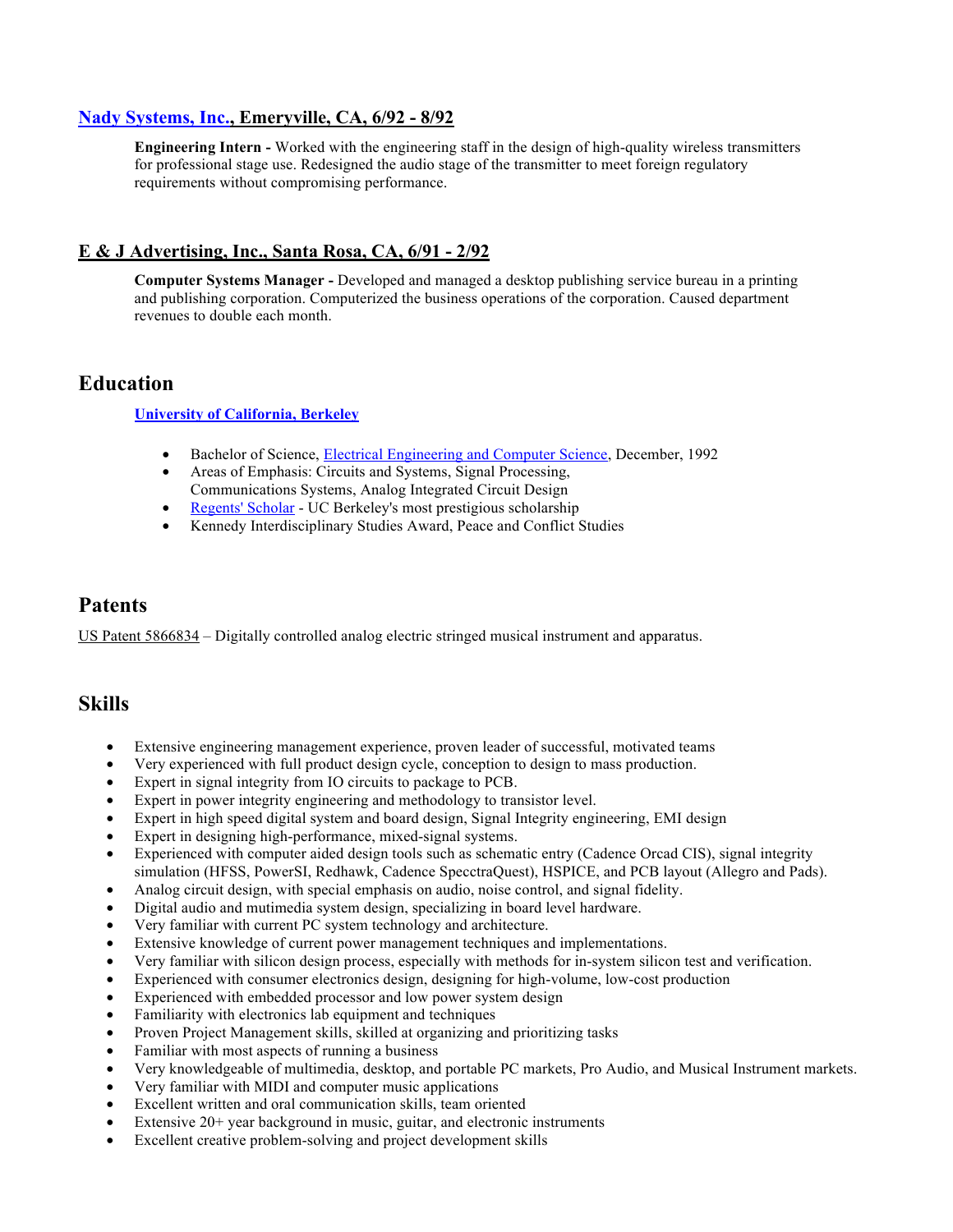### Nady Systems, Inc., Emeryville, CA, 6/92 - 8/92

**Engineering Intern -** Worked with the engineering staff in the design of high-quality wireless transmitters for professional stage use. Redesigned the audio stage of the transmitter to meet foreign regulatory requirements without compromising performance.

### E & J Advertising, Inc., Santa Rosa, CA, 6/91 - 2/92

**Computer Systems Manager -** Developed and managed a desktop publishing service bureau in a printing and publishing corporation. Computerized the business operations of the corporation. Caused department revenues to double each month.

## Education

**University of California, Berkeley**

- Bachelor of Science, Electrical Engineering and Computer Science, December, 1992
- Areas of Emphasis: Circuits and Systems, Signal Processing, Communications Systems, Analog Integrated Circuit Design
- Regents' Scholar - UC Berkeley's most prestigious scholarship
- Kennedy Interdisciplinary Studies Award, Peace and Conflict Studies

## Patents

US Patent 5866834 – Digitally controlled analog electric stringed musical instrument and apparatus.

## Skills

- Extensive engineering management experience, proven leader of successful, motivated teams
- Very experienced with full product design cycle, conception to design to mass production.
- Expert in signal integrity from IO circuits to package to PCB.
- Expert in power integrity engineering and methodology to transistor level.
- Expert in high speed digital system and board design, Signal Integrity engineering, EMI design
- Expert in designing high-performance, mixed-signal systems.
- Experienced with computer aided design tools such as schematic entry (Cadence Orcad CIS), signal integrity simulation (HFSS, PowerSI, Redhawk, Cadence SpecctraQuest), HSPICE, and PCB layout (Allegro and Pads).
- Analog circuit design, with special emphasis on audio, noise control, and signal fidelity.
- Digital audio and mutimedia system design, specializing in board level hardware.
- Very familiar with current PC system technology and architecture.
- Extensive knowledge of current power management techniques and implementations.
- Very familiar with silicon design process, especially with methods for in-system silicon test and verification.
- Experienced with consumer electronics design, designing for high-volume, low-cost production
- Experienced with embedded processor and low power system design
- Familiarity with electronics lab equipment and techniques
- Proven Project Management skills, skilled at organizing and prioritizing tasks
- Familiar with most aspects of running a business
- Very knowledgeable of multimedia, desktop, and portable PC markets, Pro Audio, and Musical Instrument markets.
- Very familiar with MIDI and computer music applications
- Excellent written and oral communication skills, team oriented
- Extensive 20+ year background in music, guitar, and electronic instruments
- Excellent creative problem-solving and project development skills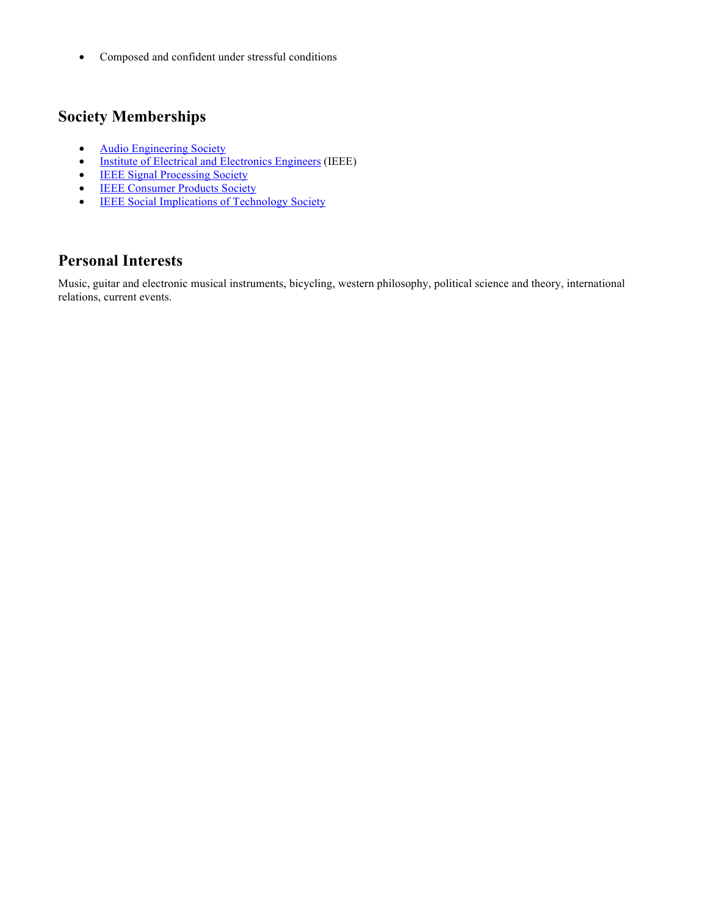- Composed and confident under stressful conditions

## Society Memberships

- Audio Engineering Society
- Institute of Electrical and Electronics Engineers (IEEE)
- IEEE Signal Processing Society
- IEEE Consumer Products Society
- IEEE Social Implications of Technology Society

## Personal Interests

Music, guitar and electronic musical instruments, bicycling, western philosophy, political science and theory, international relations, current events.